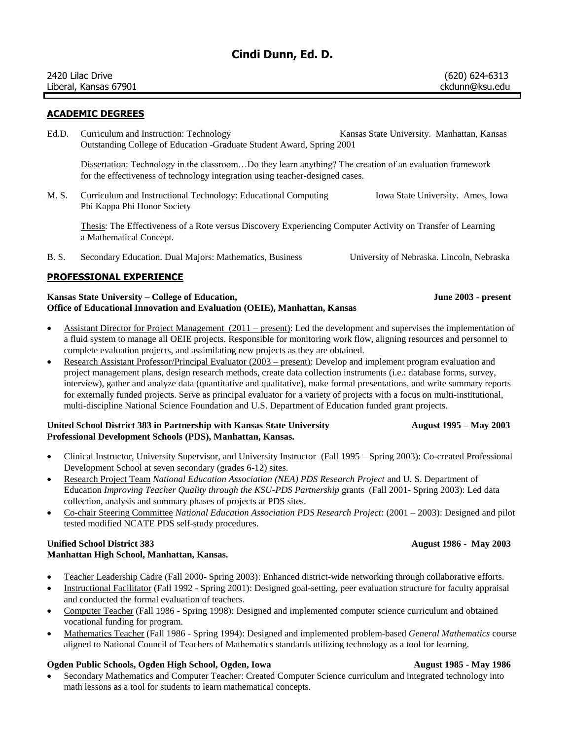# Cindi Dunn, Ed. D.

2420 Lilac Drive
Liberal, Kansas 67901

(620) 624-6313
ckdunn@ksu.edu

## ACADEMIC DEGREES

Ed.D. Curriculum and Instruction: Technology — Kansas State University. Manhattan, Kansas
Outstanding College of Education -Graduate Student Award, Spring 2001

Dissertation: Technology in the classroom…Do they learn anything? The creation of an evaluation framework for the effectiveness of technology integration using teacher-designed cases.

M. S. Curriculum and Instructional Technology: Educational Computing — Iowa State University. Ames, Iowa
Phi Kappa Phi Honor Society

Thesis: The Effectiveness of a Rote versus Discovery Experiencing Computer Activity on Transfer of Learning a Mathematical Concept.

B. S. Secondary Education. Dual Majors: Mathematics, Business — University of Nebraska. Lincoln, Nebraska

## PROFESSIONAL EXPERIENCE

**Kansas State University – College of Education, Office of Educational Innovation and Evaluation (OEIE), Manhattan, Kansas** — **June 2003 - present**

- Assistant Director for Project Management (2011 – present): Led the development and supervises the implementation of a fluid system to manage all OEIE projects. Responsible for monitoring work flow, aligning resources and personnel to complete evaluation projects, and assimilating new projects as they are obtained.
- Research Assistant Professor/Principal Evaluator (2003 – present): Develop and implement program evaluation and project management plans, design research methods, create data collection instruments (i.e.: database forms, survey, interview), gather and analyze data (quantitative and qualitative), make formal presentations, and write summary reports for externally funded projects. Serve as principal evaluator for a variety of projects with a focus on multi-institutional, multi-discipline National Science Foundation and U.S. Department of Education funded grant projects.

**United School District 383 in Partnership with Kansas State University Professional Development Schools (PDS), Manhattan, Kansas.** — **August 1995 – May 2003**

- Clinical Instructor, University Supervisor, and University Instructor (Fall 1995 – Spring 2003): Co-created Professional Development School at seven secondary (grades 6-12) sites.
- Research Project Team *National Education Association (NEA) PDS Research Project* and U. S. Department of Education *Improving Teacher Quality through the KSU-PDS Partnership* grants (Fall 2001- Spring 2003): Led data collection, analysis and summary phases of projects at PDS sites.
- Co-chair Steering Committee *National Education Association PDS Research Project*: (2001 – 2003): Designed and pilot tested modified NCATE PDS self-study procedures.

**Unified School District 383 Manhattan High School, Manhattan, Kansas.** — **August 1986 - May 2003**

- Teacher Leadership Cadre (Fall 2000- Spring 2003): Enhanced district-wide networking through collaborative efforts.
- Instructional Facilitator (Fall 1992 - Spring 2001): Designed goal-setting, peer evaluation structure for faculty appraisal and conducted the formal evaluation of teachers.
- Computer Teacher (Fall 1986 - Spring 1998): Designed and implemented computer science curriculum and obtained vocational funding for program.
- Mathematics Teacher (Fall 1986 - Spring 1994): Designed and implemented problem-based *General Mathematics* course aligned to National Council of Teachers of Mathematics standards utilizing technology as a tool for learning.

**Ogden Public Schools, Ogden High School, Ogden, Iowa** — **August 1985 - May 1986**

- Secondary Mathematics and Computer Teacher: Created Computer Science curriculum and integrated technology into math lessons as a tool for students to learn mathematical concepts.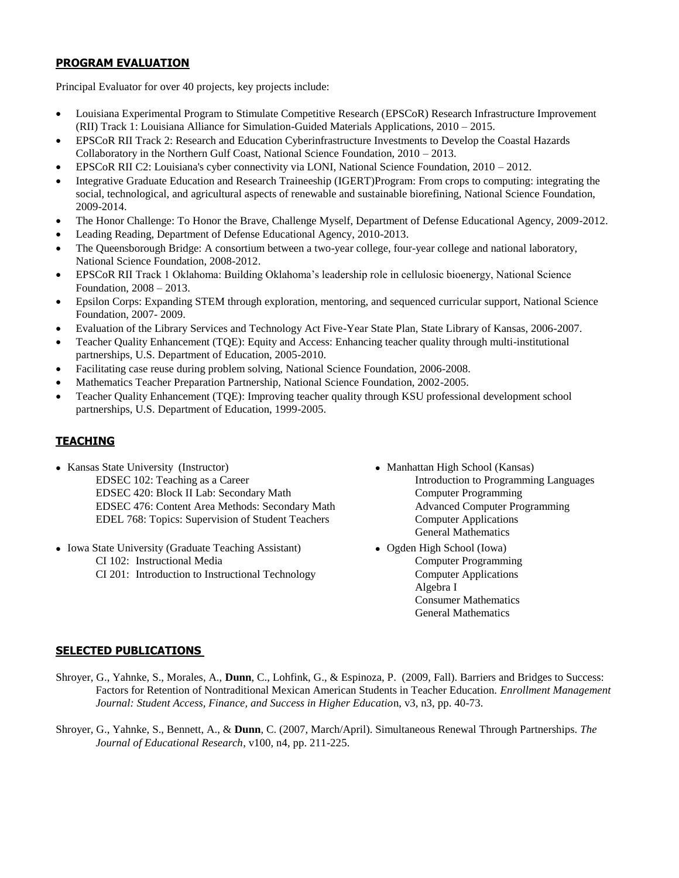## PROGRAM EVALUATION

Principal Evaluator for over 40 projects, key projects include:

- Louisiana Experimental Program to Stimulate Competitive Research (EPSCoR) Research Infrastructure Improvement (RII) Track 1: Louisiana Alliance for Simulation-Guided Materials Applications, 2010 – 2015.
- EPSCoR RII Track 2: Research and Education Cyberinfrastructure Investments to Develop the Coastal Hazards Collaboratory in the Northern Gulf Coast, National Science Foundation, 2010 – 2013.
- EPSCoR RII C2: Louisiana's cyber connectivity via LONI, National Science Foundation, 2010 – 2012.
- Integrative Graduate Education and Research Traineeship (IGERT)Program: From crops to computing: integrating the social, technological, and agricultural aspects of renewable and sustainable biorefining, National Science Foundation, 2009-2014.
- The Honor Challenge: To Honor the Brave, Challenge Myself, Department of Defense Educational Agency, 2009-2012.
- Leading Reading, Department of Defense Educational Agency, 2010-2013.
- The Queensborough Bridge: A consortium between a two-year college, four-year college and national laboratory, National Science Foundation, 2008-2012.
- EPSCoR RII Track 1 Oklahoma: Building Oklahoma's leadership role in cellulosic bioenergy, National Science Foundation, 2008 – 2013.
- Epsilon Corps: Expanding STEM through exploration, mentoring, and sequenced curricular support, National Science Foundation, 2007- 2009.
- Evaluation of the Library Services and Technology Act Five-Year State Plan, State Library of Kansas, 2006-2007.
- Teacher Quality Enhancement (TQE): Equity and Access: Enhancing teacher quality through multi-institutional partnerships, U.S. Department of Education, 2005-2010.
- Facilitating case reuse during problem solving, National Science Foundation, 2006-2008.
- Mathematics Teacher Preparation Partnership, National Science Foundation, 2002-2005.
- Teacher Quality Enhancement (TQE): Improving teacher quality through KSU professional development school partnerships, U.S. Department of Education, 1999-2005.

## TEACHING

- Kansas State University (Instructor)
  - EDSEC 102: Teaching as a Career
  - EDSEC 420: Block II Lab: Secondary Math
  - EDSEC 476: Content Area Methods: Secondary Math
  - EDEL 768: Topics: Supervision of Student Teachers
- Iowa State University (Graduate Teaching Assistant)
  - CI 102: Instructional Media
  - CI 201: Introduction to Instructional Technology
- Manhattan High School (Kansas)
  - Introduction to Programming Languages
  - Computer Programming
  - Advanced Computer Programming
  - Computer Applications
  - General Mathematics
- Ogden High School (Iowa)
  - Computer Programming
  - Computer Applications
  - Algebra I
  - Consumer Mathematics
  - General Mathematics

## SELECTED PUBLICATIONS

Shroyer, G., Yahnke, S., Morales, A., **Dunn**, C., Lohfink, G., & Espinoza, P. (2009, Fall). Barriers and Bridges to Success: Factors for Retention of Nontraditional Mexican American Students in Teacher Education. *Enrollment Management Journal: Student Access, Finance, and Success in Higher Educatio*n, v3, n3, pp. 40-73.

Shroyer, G., Yahnke, S., Bennett, A., & **Dunn**, C. (2007, March/April). Simultaneous Renewal Through Partnerships. *The Journal of Educational Research*, v100, n4, pp. 211-225.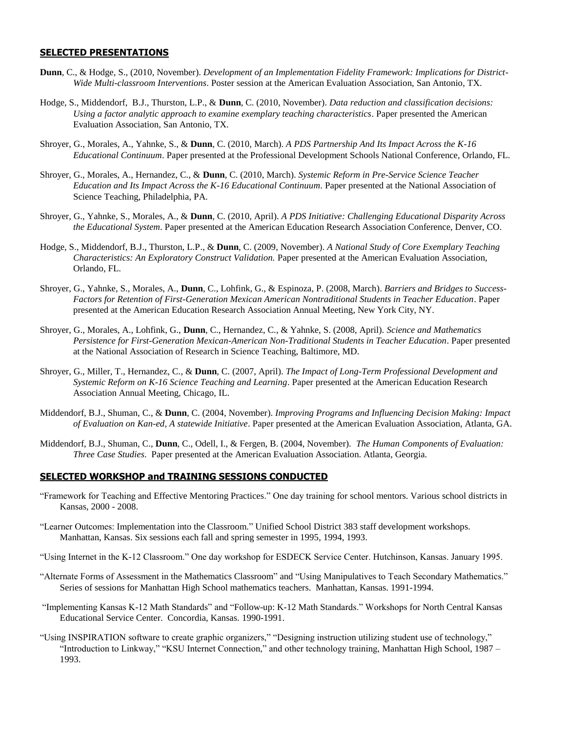## SELECTED PRESENTATIONS

**Dunn**, C., & Hodge, S., (2010, November). *Development of an Implementation Fidelity Framework: Implications for District-Wide Multi-classroom Interventions*. Poster session at the American Evaluation Association, San Antonio, TX.

Hodge, S., Middendorf, B.J., Thurston, L.P., & **Dunn**, C. (2010, November). *Data reduction and classification decisions: Using a factor analytic approach to examine exemplary teaching characteristics*. Paper presented the American Evaluation Association, San Antonio, TX.

Shroyer, G., Morales, A., Yahnke, S., & **Dunn**, C. (2010, March). *A PDS Partnership And Its Impact Across the K-16 Educational Continuum*. Paper presented at the Professional Development Schools National Conference, Orlando, FL.

Shroyer, G., Morales, A., Hernandez, C., & **Dunn**, C. (2010, March). *Systemic Reform in Pre-Service Science Teacher Education and Its Impact Across the K-16 Educational Continuum*. Paper presented at the National Association of Science Teaching, Philadelphia, PA.

Shroyer, G., Yahnke, S., Morales, A., & **Dunn**, C. (2010, April). *A PDS Initiative: Challenging Educational Disparity Across the Educational System*. Paper presented at the American Education Research Association Conference, Denver, CO.

Hodge, S., Middendorf, B.J., Thurston, L.P., & **Dunn**, C. (2009, November). *A National Study of Core Exemplary Teaching Characteristics: An Exploratory Construct Validation.* Paper presented at the American Evaluation Association, Orlando, FL.

Shroyer, G., Yahnke, S., Morales, A., **Dunn**, C., Lohfink, G., & Espinoza, P. (2008, March). *Barriers and Bridges to Success-Factors for Retention of First-Generation Mexican American Nontraditional Students in Teacher Education*. Paper presented at the American Education Research Association Annual Meeting, New York City, NY.

Shroyer, G., Morales, A., Lohfink, G., **Dunn**, C., Hernandez, C., & Yahnke, S. (2008, April). *Science and Mathematics Persistence for First-Generation Mexican-American Non-Traditional Students in Teacher Education*. Paper presented at the National Association of Research in Science Teaching, Baltimore, MD.

Shroyer, G., Miller, T., Hernandez, C., & **Dunn**, C. (2007, April). *The Impact of Long-Term Professional Development and Systemic Reform on K-16 Science Teaching and Learning*. Paper presented at the American Education Research Association Annual Meeting, Chicago, IL.

Middendorf, B.J., Shuman, C., & **Dunn**, C. (2004, November). *Improving Programs and Influencing Decision Making: Impact of Evaluation on Kan-ed, A statewide Initiative*. Paper presented at the American Evaluation Association, Atlanta, GA.

Middendorf, B.J., Shuman, C., **Dunn**, C., Odell, I., & Fergen, B. (2004, November). *The Human Components of Evaluation: Three Case Studies*. Paper presented at the American Evaluation Association. Atlanta, Georgia.

## SELECTED WORKSHOP and TRAINING SESSIONS CONDUCTED

"Framework for Teaching and Effective Mentoring Practices." One day training for school mentors. Various school districts in Kansas, 2000 - 2008.

"Learner Outcomes: Implementation into the Classroom." Unified School District 383 staff development workshops. Manhattan, Kansas. Six sessions each fall and spring semester in 1995, 1994, 1993.

"Using Internet in the K-12 Classroom." One day workshop for ESDECK Service Center. Hutchinson, Kansas. January 1995.

"Alternate Forms of Assessment in the Mathematics Classroom" and "Using Manipulatives to Teach Secondary Mathematics." Series of sessions for Manhattan High School mathematics teachers. Manhattan, Kansas. 1991-1994.

"Implementing Kansas K-12 Math Standards" and "Follow-up: K-12 Math Standards." Workshops for North Central Kansas Educational Service Center. Concordia, Kansas. 1990-1991.

"Using INSPIRATION software to create graphic organizers," "Designing instruction utilizing student use of technology," "Introduction to Linkway," "KSU Internet Connection," and other technology training, Manhattan High School, 1987 – 1993.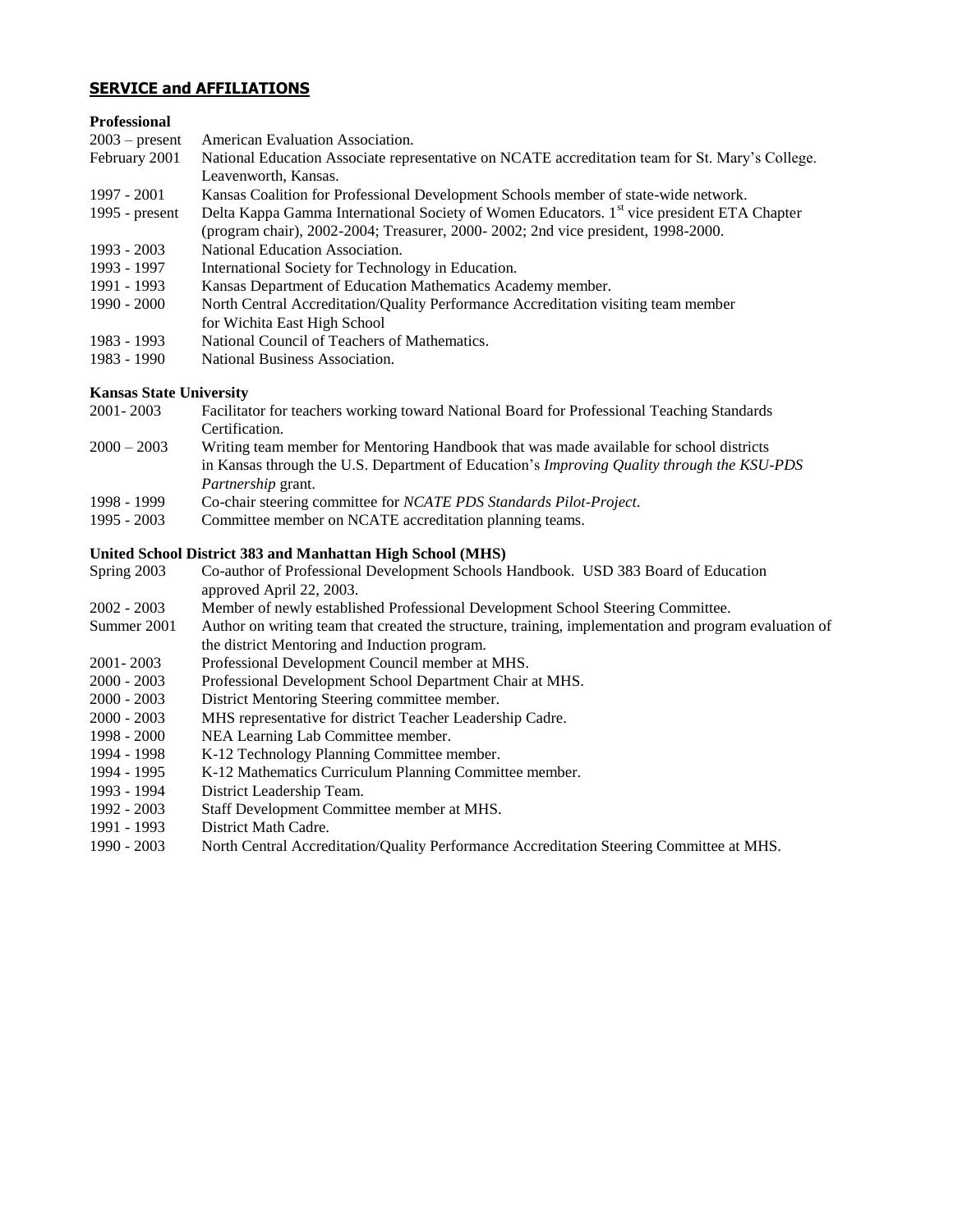## **SERVICE and AFFILIATIONS**

### Professional

| | |
|---|---|
| 2003 – present | American Evaluation Association. |
| February 2001 | National Education Associate representative on NCATE accreditation team for St. Mary's College. Leavenworth, Kansas. |
| 1997 - 2001 | Kansas Coalition for Professional Development Schools member of state-wide network. |
| 1995 - present | Delta Kappa Gamma International Society of Women Educators. 1st vice president ETA Chapter (program chair), 2002-2004; Treasurer, 2000- 2002; 2nd vice president, 1998-2000. |
| 1993 - 2003 | National Education Association. |
| 1993 - 1997 | International Society for Technology in Education. |
| 1991 - 1993 | Kansas Department of Education Mathematics Academy member. |
| 1990 - 2000 | North Central Accreditation/Quality Performance Accreditation visiting team member for Wichita East High School |
| 1983 - 1993 | National Council of Teachers of Mathematics. |
| 1983 - 1990 | National Business Association. |

### Kansas State University

| | |
|---|---|
| 2001- 2003 | Facilitator for teachers working toward National Board for Professional Teaching Standards Certification. |
| 2000 – 2003 | Writing team member for Mentoring Handbook that was made available for school districts in Kansas through the U.S. Department of Education's *Improving Quality through the KSU-PDS Partnership* grant. |
| 1998 - 1999 | Co-chair steering committee for *NCATE PDS Standards Pilot-Project*. |
| 1995 - 2003 | Committee member on NCATE accreditation planning teams. |

### United School District 383 and Manhattan High School (MHS)

| | |
|---|---|
| Spring 2003 | Co-author of Professional Development Schools Handbook. USD 383 Board of Education approved April 22, 2003. |
| 2002 - 2003 | Member of newly established Professional Development School Steering Committee. |
| Summer 2001 | Author on writing team that created the structure, training, implementation and program evaluation of the district Mentoring and Induction program. |
| 2001- 2003 | Professional Development Council member at MHS. |
| 2000 - 2003 | Professional Development School Department Chair at MHS. |
| 2000 - 2003 | District Mentoring Steering committee member. |
| 2000 - 2003 | MHS representative for district Teacher Leadership Cadre. |
| 1998 - 2000 | NEA Learning Lab Committee member. |
| 1994 - 1998 | K-12 Technology Planning Committee member. |
| 1994 - 1995 | K-12 Mathematics Curriculum Planning Committee member. |
| 1993 - 1994 | District Leadership Team. |
| 1992 - 2003 | Staff Development Committee member at MHS. |
| 1991 - 1993 | District Math Cadre. |
| 1990 - 2003 | North Central Accreditation/Quality Performance Accreditation Steering Committee at MHS. |